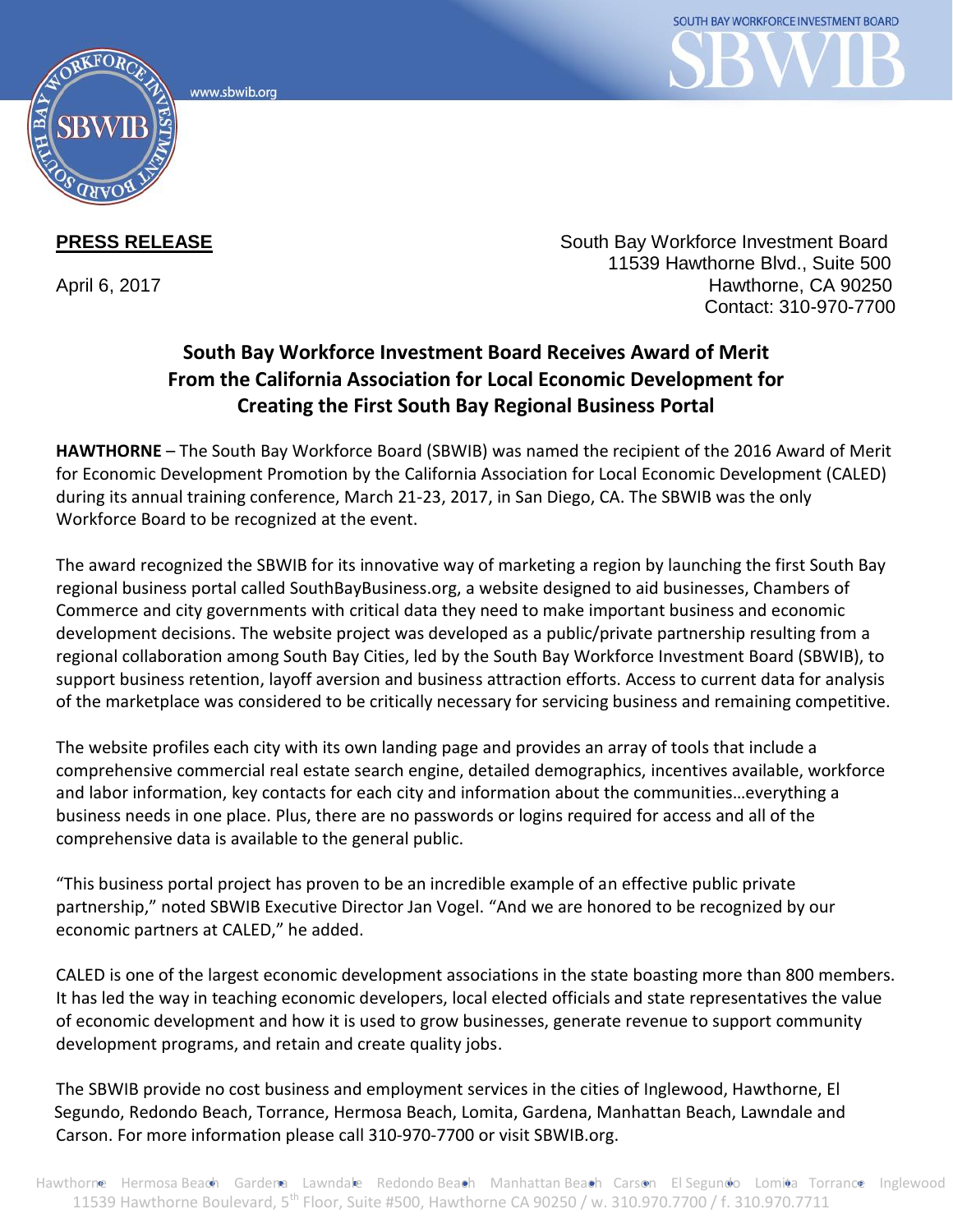**PRESS RELEASE**

April 6, 2017

South Bay Workforce Investment Board
11539 Hawthorne Blvd., Suite 500
Hawthorne, CA 90250
Contact: 310-970-7700

## South Bay Workforce Investment Board Receives Award of Merit From the California Association for Local Economic Development for Creating the First South Bay Regional Business Portal

**HAWTHORNE** – The South Bay Workforce Board (SBWIB) was named the recipient of the 2016 Award of Merit for Economic Development Promotion by the California Association for Local Economic Development (CALED) during its annual training conference, March 21-23, 2017, in San Diego, CA. The SBWIB was the only Workforce Board to be recognized at the event.

The award recognized the SBWIB for its innovative way of marketing a region by launching the first South Bay regional business portal called SouthBayBusiness.org, a website designed to aid businesses, Chambers of Commerce and city governments with critical data they need to make important business and economic development decisions. The website project was developed as a public/private partnership resulting from a regional collaboration among South Bay Cities, led by the South Bay Workforce Investment Board (SBWIB), to support business retention, layoff aversion and business attraction efforts. Access to current data for analysis of the marketplace was considered to be critically necessary for servicing business and remaining competitive.

The website profiles each city with its own landing page and provides an array of tools that include a comprehensive commercial real estate search engine, detailed demographics, incentives available, workforce and labor information, key contacts for each city and information about the communities…everything a business needs in one place. Plus, there are no passwords or logins required for access and all of the comprehensive data is available to the general public.

"This business portal project has proven to be an incredible example of an effective public private partnership," noted SBWIB Executive Director Jan Vogel. "And we are honored to be recognized by our economic partners at CALED," he added.

CALED is one of the largest economic development associations in the state boasting more than 800 members. It has led the way in teaching economic developers, local elected officials and state representatives the value of economic development and how it is used to grow businesses, generate revenue to support community development programs, and retain and create quality jobs.

The SBWIB provide no cost business and employment services in the cities of Inglewood, Hawthorne, El Segundo, Redondo Beach, Torrance, Hermosa Beach, Lomita, Gardena, Manhattan Beach, Lawndale and Carson. For more information please call 310-970-7700 or visit SBWIB.org.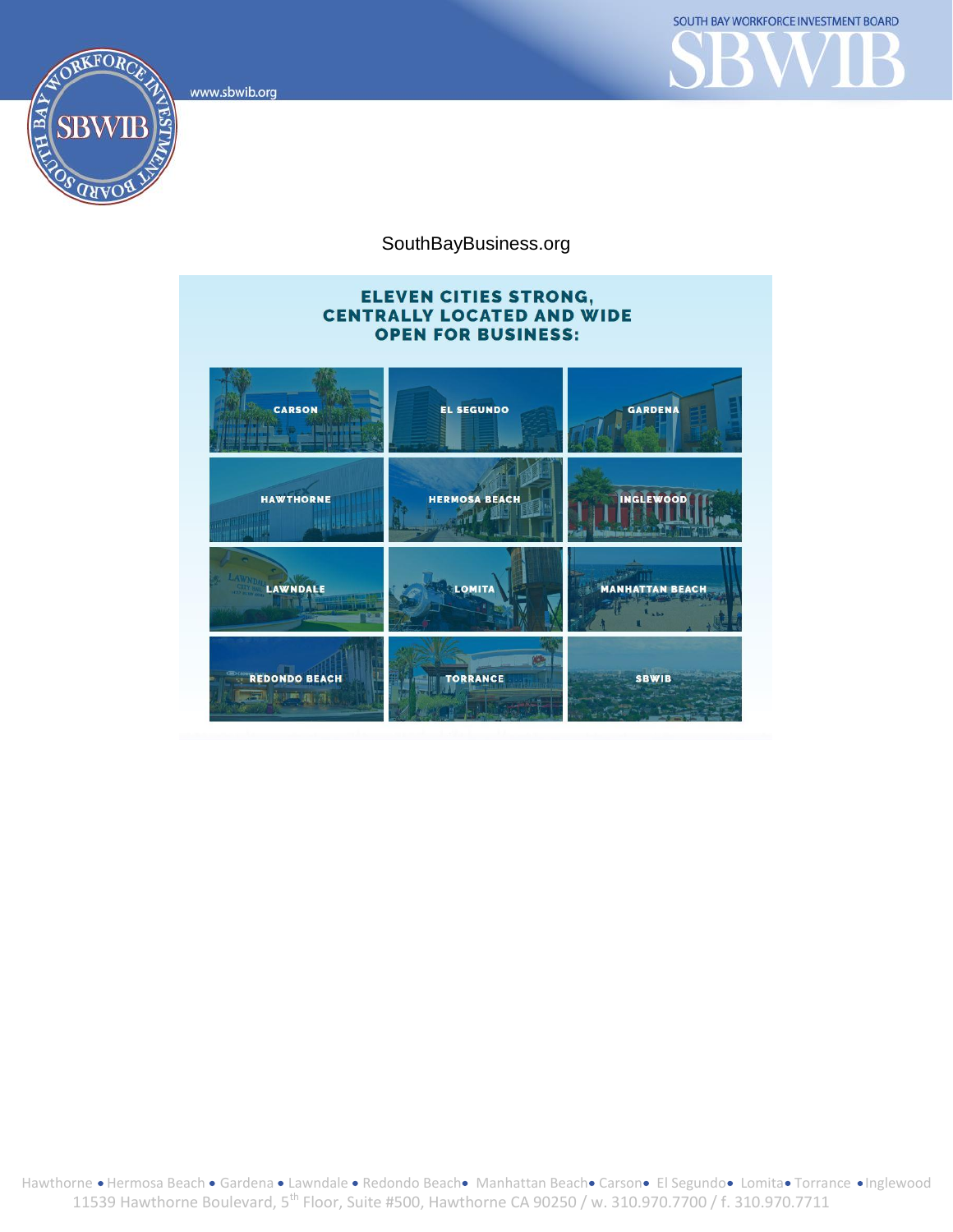SouthBayBusiness.org

**ELEVEN CITIES STRONG, CENTRALLY LOCATED AND WIDE OPEN FOR BUSINESS:**

CARSON

EL SEGUNDO

GARDENA

HAWTHORNE

HERMOSA BEACH

INGLEWOOD

LAWNDALE

LOMITA

MANHATTAN BEACH

REDONDO BEACH

TORRANCE

SBWIB